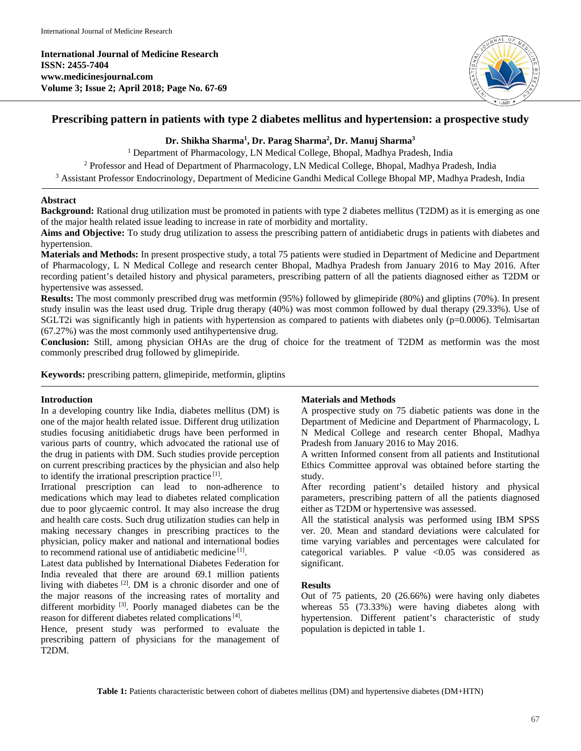# Prescribing pattern in patients with type 2 diabetes mellitus and hypertension: a prospective study

**Dr. Shikha Sharma[1], Dr. Parag Sharma[2], Dr. Manuj Sharma[3]**

[1] Department of Pharmacology, LN Medical College, Bhopal, Madhya Pradesh, India

[2] Professor and Head of Department of Pharmacology, LN Medical College, Bhopal, Madhya Pradesh, India

[3] Assistant Professor Endocrinology, Department of Medicine Gandhi Medical College Bhopal MP, Madhya Pradesh, India

## Abstract

**Background:** Rational drug utilization must be promoted in patients with type 2 diabetes mellitus (T2DM) as it is emerging as one of the major health related issue leading to increase in rate of morbidity and mortality.

**Aims and Objective:** To study drug utilization to assess the prescribing pattern of antidiabetic drugs in patients with diabetes and hypertension.

**Materials and Methods:** In present prospective study, a total 75 patients were studied in Department of Medicine and Department of Pharmacology, L N Medical College and research center Bhopal, Madhya Pradesh from January 2016 to May 2016. After recording patient's detailed history and physical parameters, prescribing pattern of all the patients diagnosed either as T2DM or hypertensive was assessed.

**Results:** The most commonly prescribed drug was metformin (95%) followed by glimepiride (80%) and gliptins (70%). In present study insulin was the least used drug. Triple drug therapy (40%) was most common followed by dual therapy (29.33%). Use of SGLT2i was significantly high in patients with hypertension as compared to patients with diabetes only (p=0.0006). Telmisartan (67.27%) was the most commonly used antihypertensive drug.

**Conclusion:** Still, among physician OHAs are the drug of choice for the treatment of T2DM as metformin was the most commonly prescribed drug followed by glimepiride.

**Keywords:** prescribing pattern, glimepiride, metformin, gliptins

## Introduction

In a developing country like India, diabetes mellitus (DM) is one of the major health related issue. Different drug utilization studies focusing anitidiabetic drugs have been performed in various parts of country, which advocated the rational use of the drug in patients with DM. Such studies provide perception on current prescribing practices by the physician and also help to identify the irrational prescription practice [1].

Irrational prescription can lead to non-adherence to medications which may lead to diabetes related complication due to poor glycaemic control. It may also increase the drug and health care costs. Such drug utilization studies can help in making necessary changes in prescribing practices to the physician, policy maker and national and international bodies to recommend rational use of antidiabetic medicine [1].

Latest data published by International Diabetes Federation for India revealed that there are around 69.1 million patients living with diabetes [2]. DM is a chronic disorder and one of the major reasons of the increasing rates of mortality and different morbidity [3]. Poorly managed diabetes can be the reason for different diabetes related complications [4].

Hence, present study was performed to evaluate the prescribing pattern of physicians for the management of T2DM.

## Materials and Methods

A prospective study on 75 diabetic patients was done in the Department of Medicine and Department of Pharmacology, L N Medical College and research center Bhopal, Madhya Pradesh from January 2016 to May 2016.

A written Informed consent from all patients and Institutional Ethics Committee approval was obtained before starting the study.

After recording patient's detailed history and physical parameters, prescribing pattern of all the patients diagnosed either as T2DM or hypertensive was assessed.

All the statistical analysis was performed using IBM SPSS ver. 20. Mean and standard deviations were calculated for time varying variables and percentages were calculated for categorical variables. P value <0.05 was considered as significant.

## Results

Out of 75 patients, 20 (26.66%) were having only diabetes whereas 55 (73.33%) were having diabetes along with hypertension. Different patient's characteristic of study population is depicted in table 1.

**Table 1:** Patients characteristic between cohort of diabetes mellitus (DM) and hypertensive diabetes (DM+HTN)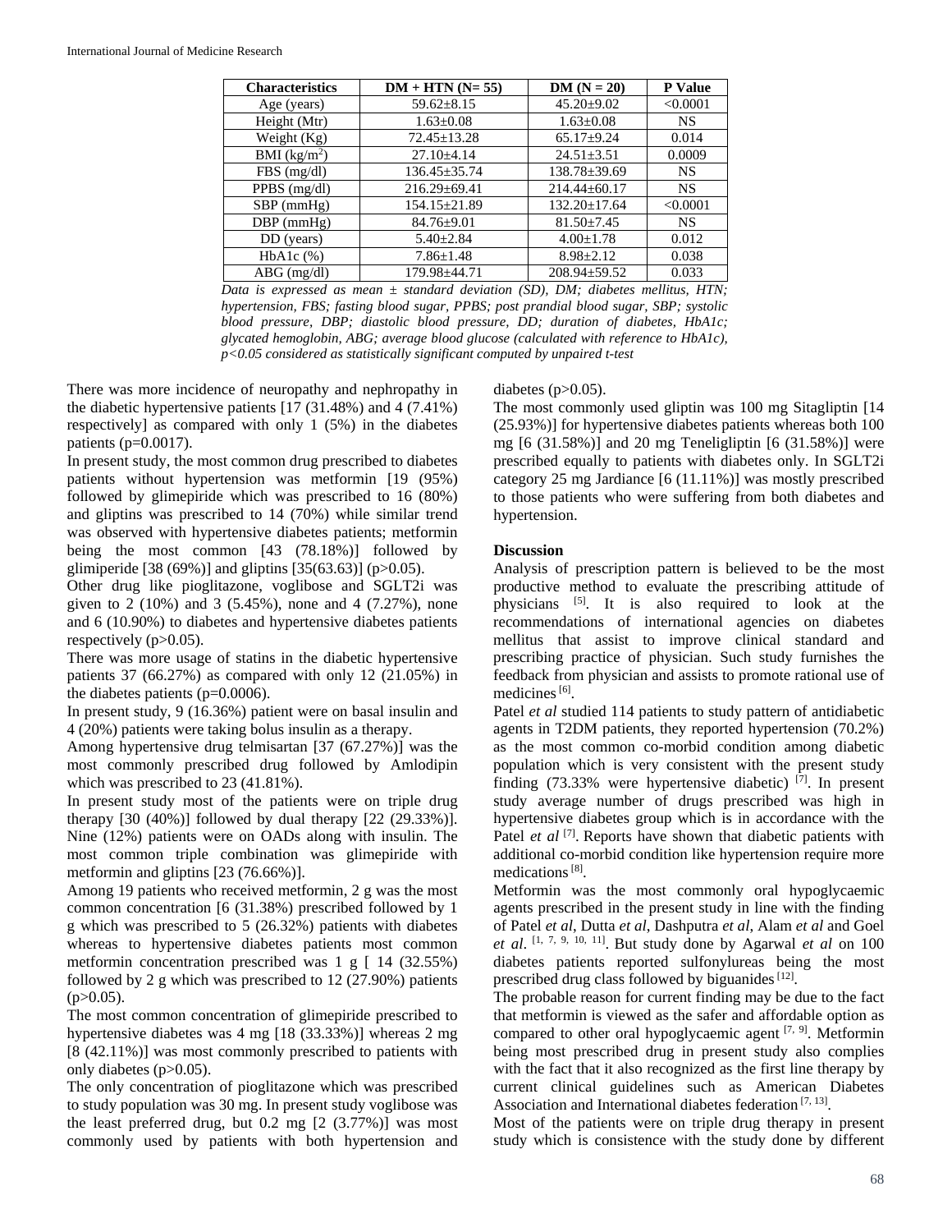| Characteristics | DM + HTN (N= 55) | DM (N = 20) | P Value |
|---|---|---|---|
| Age (years) | 59.62±8.15 | 45.20±9.02 | <0.0001 |
| Height (Mtr) | 1.63±0.08 | 1.63±0.08 | NS |
| Weight (Kg) | 72.45±13.28 | 65.17±9.24 | 0.014 |
| BMI (kg/m$^2$) | 27.10±4.14 | 24.51±3.51 | 0.0009 |
| FBS (mg/dl) | 136.45±35.74 | 138.78±39.69 | NS |
| PPBS (mg/dl) | 216.29±69.41 | 214.44±60.17 | NS |
| SBP (mmHg) | 154.15±21.89 | 132.20±17.64 | <0.0001 |
| DBP (mmHg) | 84.76±9.01 | 81.50±7.45 | NS |
| DD (years) | 5.40±2.84 | 4.00±1.78 | 0.012 |
| HbA1c (%) | 7.86±1.48 | 8.98±2.12 | 0.038 |
| ABG (mg/dl) | 179.98±44.71 | 208.94±59.52 | 0.033 |

*Data is expressed as mean ± standard deviation (SD), DM; diabetes mellitus, HTN; hypertension, FBS; fasting blood sugar, PPBS; post prandial blood sugar, SBP; systolic blood pressure, DBP; diastolic blood pressure, DD; duration of diabetes, HbA1c; glycated hemoglobin, ABG; average blood glucose (calculated with reference to HbA1c), p<0.05 considered as statistically significant computed by unpaired t-test*

There was more incidence of neuropathy and nephropathy in the diabetic hypertensive patients [17 (31.48%) and 4 (7.41%) respectively] as compared with only 1 (5%) in the diabetes patients (p=0.0017).

In present study, the most common drug prescribed to diabetes patients without hypertension was metformin [19 (95%) followed by glimepiride which was prescribed to 16 (80%) and gliptins was prescribed to 14 (70%) while similar trend was observed with hypertensive diabetes patients; metformin being the most common [43 (78.18%)] followed by glimiperide [38 (69%)] and gliptins [35(63.63)] (p>0.05).

Other drug like pioglitazone, voglibose and SGLT2i was given to 2 (10%) and 3 (5.45%), none and 4 (7.27%), none and 6 (10.90%) to diabetes and hypertensive diabetes patients respectively (p>0.05).

There was more usage of statins in the diabetic hypertensive patients 37 (66.27%) as compared with only 12 (21.05%) in the diabetes patients (p=0.0006).

In present study, 9 (16.36%) patient were on basal insulin and 4 (20%) patients were taking bolus insulin as a therapy.

Among hypertensive drug telmisartan [37 (67.27%)] was the most commonly prescribed drug followed by Amlodipin which was prescribed to 23 (41.81%).

In present study most of the patients were on triple drug therapy [30 (40%)] followed by dual therapy [22 (29.33%)]. Nine (12%) patients were on OADs along with insulin. The most common triple combination was glimepiride with metformin and gliptins [23 (76.66%)].

Among 19 patients who received metformin, 2 g was the most common concentration [6 (31.38%) prescribed followed by 1 g which was prescribed to 5 (26.32%) patients with diabetes whereas to hypertensive diabetes patients most common metformin concentration prescribed was 1 g [ 14 (32.55%) followed by 2 g which was prescribed to 12 (27.90%) patients (p>0.05).

The most common concentration of glimepiride prescribed to hypertensive diabetes was 4 mg [18 (33.33%)] whereas 2 mg [8 (42.11%)] was most commonly prescribed to patients with only diabetes (p>0.05).

The only concentration of pioglitazone which was prescribed to study population was 30 mg. In present study voglibose was the least preferred drug, but 0.2 mg [2 (3.77%)] was most commonly used by patients with both hypertension and diabetes (p>0.05).

The most commonly used gliptin was 100 mg Sitagliptin [14 (25.93%)] for hypertensive diabetes patients whereas both 100 mg [6 (31.58%)] and 20 mg Teneligliptin [6 (31.58%)] were prescribed equally to patients with diabetes only. In SGLT2i category 25 mg Jardiance [6 (11.11%)] was mostly prescribed to those patients who were suffering from both diabetes and hypertension.

## Discussion

Analysis of prescription pattern is believed to be the most productive method to evaluate the prescribing attitude of physicians [5]. It is also required to look at the recommendations of international agencies on diabetes mellitus that assist to improve clinical standard and prescribing practice of physician. Such study furnishes the feedback from physician and assists to promote rational use of medicines [6].

Patel *et al* studied 114 patients to study pattern of antidiabetic agents in T2DM patients, they reported hypertension (70.2%) as the most common co-morbid condition among diabetic population which is very consistent with the present study finding (73.33% were hypertensive diabetic) [7]. In present study average number of drugs prescribed was high in hypertensive diabetes group which is in accordance with the Patel *et al* [7]. Reports have shown that diabetic patients with additional co-morbid condition like hypertension require more medications [8].

Metformin was the most commonly oral hypoglycaemic agents prescribed in the present study in line with the finding of Patel *et al*, Dutta *et al*, Dashputra *et al*, Alam *et al* and Goel *et al*. [1, 7, 9, 10, 11]. But study done by Agarwal *et al* on 100 diabetes patients reported sulfonylureas being the most prescribed drug class followed by biguanides [12].

The probable reason for current finding may be due to the fact that metformin is viewed as the safer and affordable option as compared to other oral hypoglycaemic agent [7, 9]. Metformin being most prescribed drug in present study also complies with the fact that it also recognized as the first line therapy by current clinical guidelines such as American Diabetes Association and International diabetes federation [7, 13].

Most of the patients were on triple drug therapy in present study which is consistence with the study done by different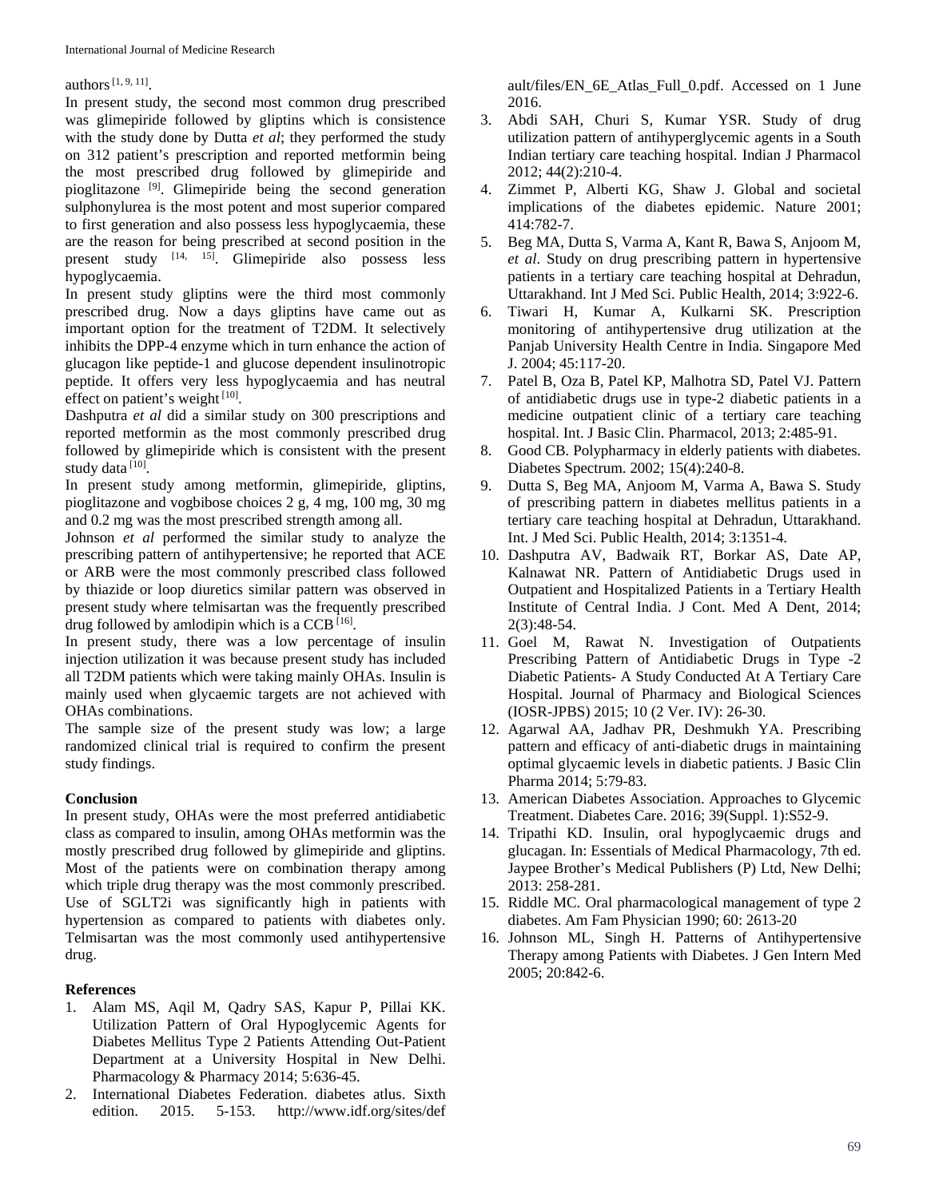authors [1, 9, 11].

In present study, the second most common drug prescribed was glimepiride followed by gliptins which is consistence with the study done by Dutta *et al*; they performed the study on 312 patient's prescription and reported metformin being the most prescribed drug followed by glimepiride and pioglitazone [9]. Glimepiride being the second generation sulphonylurea is the most potent and most superior compared to first generation and also possess less hypoglycaemia, these are the reason for being prescribed at second position in the present study [14, 15]. Glimepiride also possess less hypoglycaemia.

In present study gliptins were the third most commonly prescribed drug. Now a days gliptins have came out as important option for the treatment of T2DM. It selectively inhibits the DPP-4 enzyme which in turn enhance the action of glucagon like peptide-1 and glucose dependent insulinotropic peptide. It offers very less hypoglycaemia and has neutral effect on patient's weight [10].

Dashputra *et al* did a similar study on 300 prescriptions and reported metformin as the most commonly prescribed drug followed by glimepiride which is consistent with the present study data [10].

In present study among metformin, glimepiride, gliptins, pioglitazone and vogbibose choices 2 g, 4 mg, 100 mg, 30 mg and 0.2 mg was the most prescribed strength among all.

Johnson *et al* performed the similar study to analyze the prescribing pattern of antihypertensive; he reported that ACE or ARB were the most commonly prescribed class followed by thiazide or loop diuretics similar pattern was observed in present study where telmisartan was the frequently prescribed drug followed by amlodipin which is a CCB [16].

In present study, there was a low percentage of insulin injection utilization it was because present study has included all T2DM patients which were taking mainly OHAs. Insulin is mainly used when glycaemic targets are not achieved with OHAs combinations.

The sample size of the present study was low; a large randomized clinical trial is required to confirm the present study findings.

## Conclusion

In present study, OHAs were the most preferred antidiabetic class as compared to insulin, among OHAs metformin was the mostly prescribed drug followed by glimepiride and gliptins. Most of the patients were on combination therapy among which triple drug therapy was the most commonly prescribed. Use of SGLT2i was significantly high in patients with hypertension as compared to patients with diabetes only. Telmisartan was the most commonly used antihypertensive drug.

## References

1. Alam MS, Aqil M, Qadry SAS, Kapur P, Pillai KK. Utilization Pattern of Oral Hypoglycemic Agents for Diabetes Mellitus Type 2 Patients Attending Out-Patient Department at a University Hospital in New Delhi. Pharmacology & Pharmacy 2014; 5:636-45.
2. International Diabetes Federation. diabetes atlus. Sixth edition. 2015. 5-153. http://www.idf.org/sites/default/files/EN_6E_Atlas_Full_0.pdf. Accessed on 1 June 2016.
3. Abdi SAH, Churi S, Kumar YSR. Study of drug utilization pattern of antihyperglycemic agents in a South Indian tertiary care teaching hospital. Indian J Pharmacol 2012; 44(2):210-4.
4. Zimmet P, Alberti KG, Shaw J. Global and societal implications of the diabetes epidemic. Nature 2001; 414:782-7.
5. Beg MA, Dutta S, Varma A, Kant R, Bawa S, Anjoom M, *et al*. Study on drug prescribing pattern in hypertensive patients in a tertiary care teaching hospital at Dehradun, Uttarakhand. Int J Med Sci. Public Health, 2014; 3:922-6.
6. Tiwari H, Kumar A, Kulkarni SK. Prescription monitoring of antihypertensive drug utilization at the Panjab University Health Centre in India. Singapore Med J. 2004; 45:117-20.
7. Patel B, Oza B, Patel KP, Malhotra SD, Patel VJ. Pattern of antidiabetic drugs use in type-2 diabetic patients in a medicine outpatient clinic of a tertiary care teaching hospital. Int. J Basic Clin. Pharmacol, 2013; 2:485-91.
8. Good CB. Polypharmacy in elderly patients with diabetes. Diabetes Spectrum. 2002; 15(4):240-8.
9. Dutta S, Beg MA, Anjoom M, Varma A, Bawa S. Study of prescribing pattern in diabetes mellitus patients in a tertiary care teaching hospital at Dehradun, Uttarakhand. Int. J Med Sci. Public Health, 2014; 3:1351-4.
10. Dashputra AV, Badwaik RT, Borkar AS, Date AP, Kalnawat NR. Pattern of Antidiabetic Drugs used in Outpatient and Hospitalized Patients in a Tertiary Health Institute of Central India. J Cont. Med A Dent, 2014; 2(3):48-54.
11. Goel M, Rawat N. Investigation of Outpatients Prescribing Pattern of Antidiabetic Drugs in Type -2 Diabetic Patients- A Study Conducted At A Tertiary Care Hospital. Journal of Pharmacy and Biological Sciences (IOSR-JPBS) 2015; 10 (2 Ver. IV): 26-30.
12. Agarwal AA, Jadhav PR, Deshmukh YA. Prescribing pattern and efficacy of anti-diabetic drugs in maintaining optimal glycaemic levels in diabetic patients. J Basic Clin Pharma 2014; 5:79-83.
13. American Diabetes Association. Approaches to Glycemic Treatment. Diabetes Care. 2016; 39(Suppl. 1):S52-9.
14. Tripathi KD. Insulin, oral hypoglycaemic drugs and glucagan. In: Essentials of Medical Pharmacology, 7th ed. Jaypee Brother's Medical Publishers (P) Ltd, New Delhi; 2013: 258-281.
15. Riddle MC. Oral pharmacological management of type 2 diabetes. Am Fam Physician 1990; 60: 2613-20
16. Johnson ML, Singh H. Patterns of Antihypertensive Therapy among Patients with Diabetes. J Gen Intern Med 2005; 20:842-6.